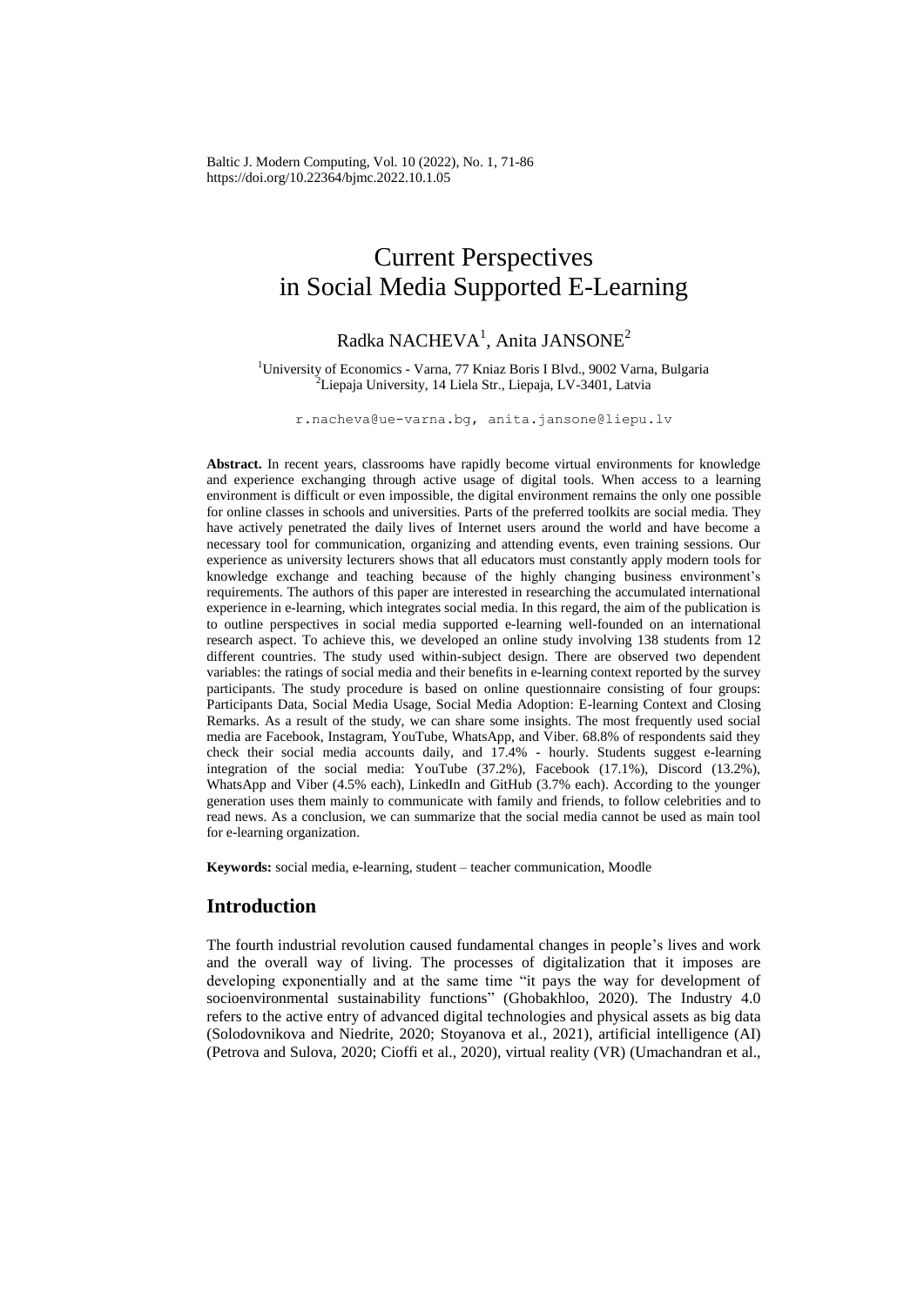Baltic J. Modern Computing, Vol. 10 (2022), No. 1, 71-86
https://doi.org/10.22364/bjmc.2022.10.1.05

# Current Perspectives in Social Media Supported E-Learning

Radka NACHEVA[1], Anita JANSONE[2]

[1]University of Economics - Varna, 77 Kniaz Boris I Blvd., 9002 Varna, Bulgaria
[2]Liepaja University, 14 Liela Str., Liepaja, LV-3401, Latvia

r.nacheva@ue-varna.bg, anita.jansone@liepu.lv

**Abstract.** In recent years, classrooms have rapidly become virtual environments for knowledge and experience exchanging through active usage of digital tools. When access to a learning environment is difficult or even impossible, the digital environment remains the only one possible for online classes in schools and universities. Parts of the preferred toolkits are social media. They have actively penetrated the daily lives of Internet users around the world and have become a necessary tool for communication, organizing and attending events, even training sessions. Our experience as university lecturers shows that all educators must constantly apply modern tools for knowledge exchange and teaching because of the highly changing business environment's requirements. The authors of this paper are interested in researching the accumulated international experience in e-learning, which integrates social media. In this regard, the aim of the publication is to outline perspectives in social media supported e-learning well-founded on an international research aspect. To achieve this, we developed an online study involving 138 students from 12 different countries. The study used within-subject design. There are observed two dependent variables: the ratings of social media and their benefits in e-learning context reported by the survey participants. The study procedure is based on online questionnaire consisting of four groups: Participants Data, Social Media Usage, Social Media Adoption: E-learning Context and Closing Remarks. As a result of the study, we can share some insights. The most frequently used social media are Facebook, Instagram, YouTube, WhatsApp, and Viber. 68.8% of respondents said they check their social media accounts daily, and 17.4% - hourly. Students suggest e-learning integration of the social media: YouTube (37.2%), Facebook (17.1%), Discord (13.2%), WhatsApp and Viber (4.5% each), LinkedIn and GitHub (3.7% each). According to the younger generation uses them mainly to communicate with family and friends, to follow celebrities and to read news. As a conclusion, we can summarize that the social media cannot be used as main tool for e-learning organization.

**Keywords:** social media, e-learning, student – teacher communication, Moodle

## Introduction

The fourth industrial revolution caused fundamental changes in people's lives and work and the overall way of living. The processes of digitalization that it imposes are developing exponentially and at the same time "it pays the way for development of socioenvironmental sustainability functions" (Ghobakhloo, 2020). The Industry 4.0 refers to the active entry of advanced digital technologies and physical assets as big data (Solodovnikova and Niedrite, 2020; Stoyanova et al., 2021), artificial intelligence (AI) (Petrova and Sulova, 2020; Cioffi et al., 2020), virtual reality (VR) (Umachandran et al.,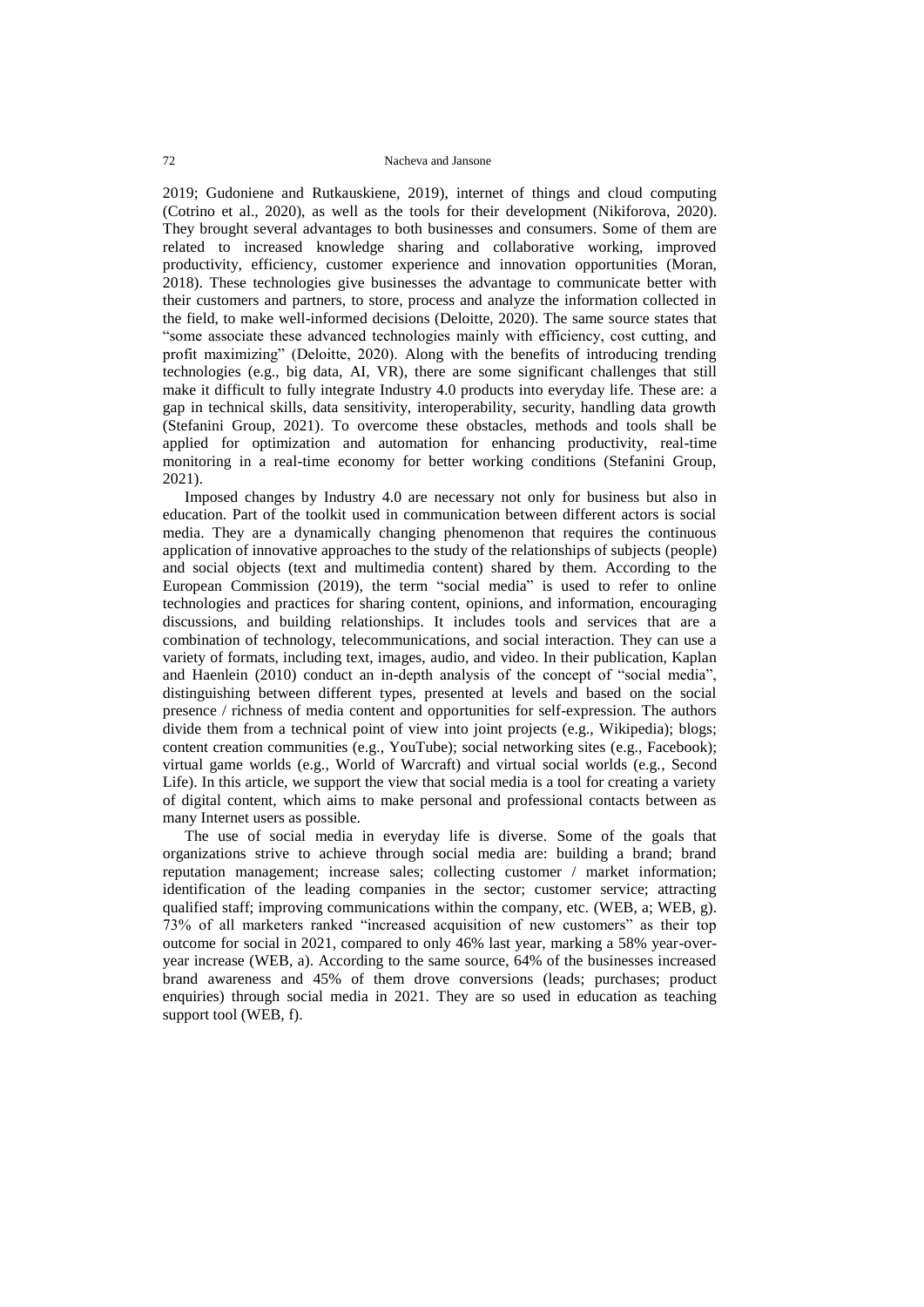2019; Gudoniene and Rutkauskiene, 2019), internet of things and cloud computing (Cotrino et al., 2020), as well as the tools for their development (Nikiforova, 2020). They brought several advantages to both businesses and consumers. Some of them are related to increased knowledge sharing and collaborative working, improved productivity, efficiency, customer experience and innovation opportunities (Moran, 2018). These technologies give businesses the advantage to communicate better with their customers and partners, to store, process and analyze the information collected in the field, to make well-informed decisions (Deloitte, 2020). The same source states that "some associate these advanced technologies mainly with efficiency, cost cutting, and profit maximizing" (Deloitte, 2020). Along with the benefits of introducing trending technologies (e.g., big data, AI, VR), there are some significant challenges that still make it difficult to fully integrate Industry 4.0 products into everyday life. These are: a gap in technical skills, data sensitivity, interoperability, security, handling data growth (Stefanini Group, 2021). To overcome these obstacles, methods and tools shall be applied for optimization and automation for enhancing productivity, real-time monitoring in a real-time economy for better working conditions (Stefanini Group, 2021).

Imposed changes by Industry 4.0 are necessary not only for business but also in education. Part of the toolkit used in communication between different actors is social media. They are a dynamically changing phenomenon that requires the continuous application of innovative approaches to the study of the relationships of subjects (people) and social objects (text and multimedia content) shared by them. According to the European Commission (2019), the term "social media" is used to refer to online technologies and practices for sharing content, opinions, and information, encouraging discussions, and building relationships. It includes tools and services that are a combination of technology, telecommunications, and social interaction. They can use a variety of formats, including text, images, audio, and video. In their publication, Kaplan and Haenlein (2010) conduct an in-depth analysis of the concept of "social media", distinguishing between different types, presented at levels and based on the social presence / richness of media content and opportunities for self-expression. The authors divide them from a technical point of view into joint projects (e.g., Wikipedia); blogs; content creation communities (e.g., YouTube); social networking sites (e.g., Facebook); virtual game worlds (e.g., World of Warcraft) and virtual social worlds (e.g., Second Life). In this article, we support the view that social media is a tool for creating a variety of digital content, which aims to make personal and professional contacts between as many Internet users as possible.

The use of social media in everyday life is diverse. Some of the goals that organizations strive to achieve through social media are: building a brand; brand reputation management; increase sales; collecting customer / market information; identification of the leading companies in the sector; customer service; attracting qualified staff; improving communications within the company, etc. (WEB, a; WEB, g). 73% of all marketers ranked "increased acquisition of new customers" as their top outcome for social in 2021, compared to only 46% last year, marking a 58% year-over-year increase (WEB, a). According to the same source, 64% of the businesses increased brand awareness and 45% of them drove conversions (leads; purchases; product enquiries) through social media in 2021. They are so used in education as teaching support tool (WEB, f).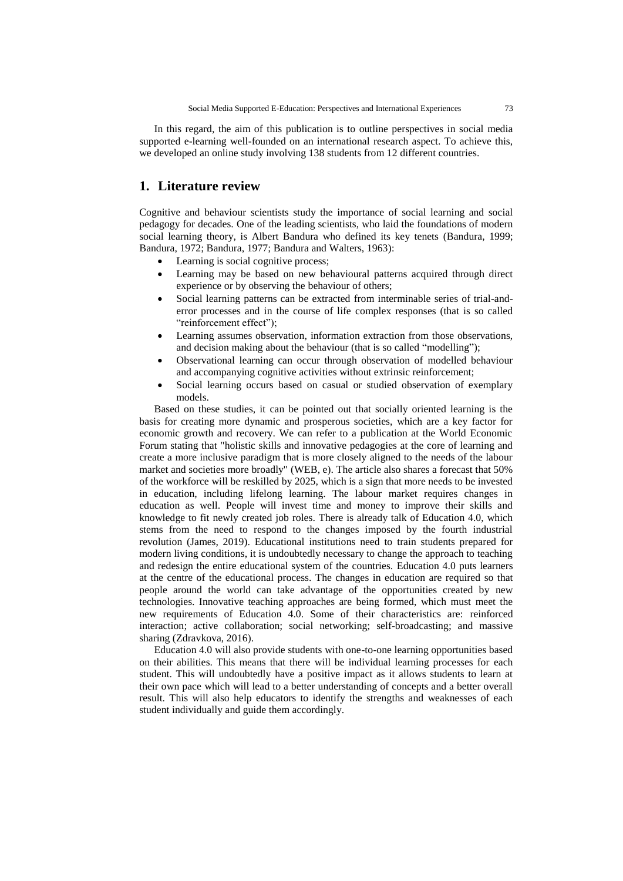In this regard, the aim of this publication is to outline perspectives in social media supported e-learning well-founded on an international research aspect. To achieve this, we developed an online study involving 138 students from 12 different countries.

## 1. Literature review

Cognitive and behaviour scientists study the importance of social learning and social pedagogy for decades. One of the leading scientists, who laid the foundations of modern social learning theory, is Albert Bandura who defined its key tenets (Bandura, 1999; Bandura, 1972; Bandura, 1977; Bandura and Walters, 1963):

- Learning is social cognitive process;
- Learning may be based on new behavioural patterns acquired through direct experience or by observing the behaviour of others;
- Social learning patterns can be extracted from interminable series of trial-and-error processes and in the course of life complex responses (that is so called "reinforcement effect");
- Learning assumes observation, information extraction from those observations, and decision making about the behaviour (that is so called "modelling");
- Observational learning can occur through observation of modelled behaviour and accompanying cognitive activities without extrinsic reinforcement;
- Social learning occurs based on casual or studied observation of exemplary models.

Based on these studies, it can be pointed out that socially oriented learning is the basis for creating more dynamic and prosperous societies, which are a key factor for economic growth and recovery. We can refer to a publication at the World Economic Forum stating that "holistic skills and innovative pedagogies at the core of learning and create a more inclusive paradigm that is more closely aligned to the needs of the labour market and societies more broadly" (WEB, e). The article also shares a forecast that 50% of the workforce will be reskilled by 2025, which is a sign that more needs to be invested in education, including lifelong learning. The labour market requires changes in education as well. People will invest time and money to improve their skills and knowledge to fit newly created job roles. There is already talk of Education 4.0, which stems from the need to respond to the changes imposed by the fourth industrial revolution (James, 2019). Educational institutions need to train students prepared for modern living conditions, it is undoubtedly necessary to change the approach to teaching and redesign the entire educational system of the countries. Education 4.0 puts learners at the centre of the educational process. The changes in education are required so that people around the world can take advantage of the opportunities created by new technologies. Innovative teaching approaches are being formed, which must meet the new requirements of Education 4.0. Some of their characteristics are: reinforced interaction; active collaboration; social networking; self-broadcasting; and massive sharing (Zdravkova, 2016).

Education 4.0 will also provide students with one-to-one learning opportunities based on their abilities. This means that there will be individual learning processes for each student. This will undoubtedly have a positive impact as it allows students to learn at their own pace which will lead to a better understanding of concepts and a better overall result. This will also help educators to identify the strengths and weaknesses of each student individually and guide them accordingly.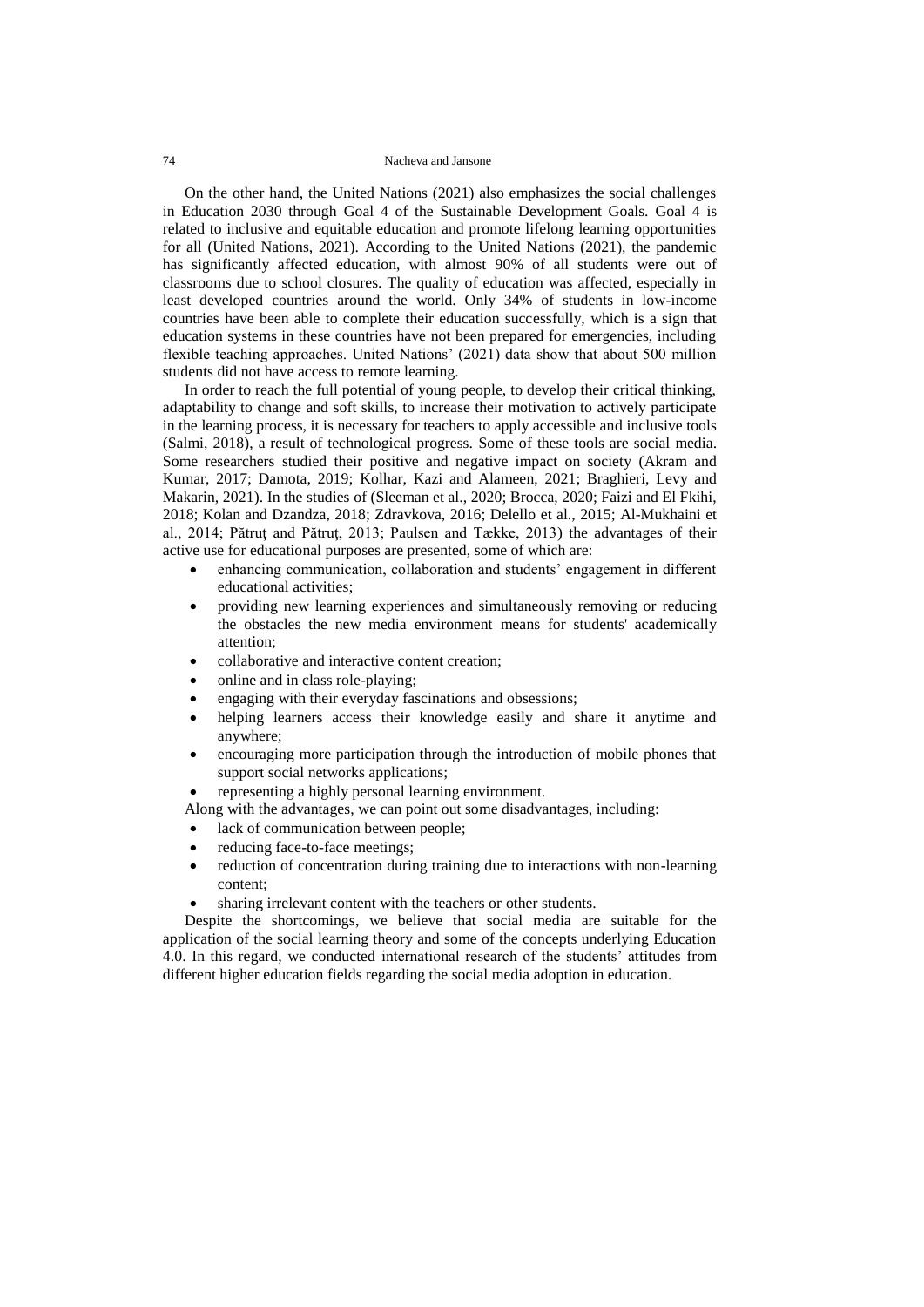On the other hand, the United Nations (2021) also emphasizes the social challenges in Education 2030 through Goal 4 of the Sustainable Development Goals. Goal 4 is related to inclusive and equitable education and promote lifelong learning opportunities for all (United Nations, 2021). According to the United Nations (2021), the pandemic has significantly affected education, with almost 90% of all students were out of classrooms due to school closures. The quality of education was affected, especially in least developed countries around the world. Only 34% of students in low-income countries have been able to complete their education successfully, which is a sign that education systems in these countries have not been prepared for emergencies, including flexible teaching approaches. United Nations' (2021) data show that about 500 million students did not have access to remote learning.

In order to reach the full potential of young people, to develop their critical thinking, adaptability to change and soft skills, to increase their motivation to actively participate in the learning process, it is necessary for teachers to apply accessible and inclusive tools (Salmi, 2018), a result of technological progress. Some of these tools are social media. Some researchers studied their positive and negative impact on society (Akram and Kumar, 2017; Damota, 2019; Kolhar, Kazi and Alameen, 2021; Braghieri, Levy and Makarin, 2021). In the studies of (Sleeman et al., 2020; Brocca, 2020; Faizi and El Fkihi, 2018; Kolan and Dzandza, 2018; Zdravkova, 2016; Delello et al., 2015; Al-Mukhaini et al., 2014; Pătruț and Pătruț, 2013; Paulsen and Tække, 2013) the advantages of their active use for educational purposes are presented, some of which are:

- enhancing communication, collaboration and students' engagement in different educational activities;
- providing new learning experiences and simultaneously removing or reducing the obstacles the new media environment means for students' academically attention;
- collaborative and interactive content creation;
- online and in class role-playing;
- engaging with their everyday fascinations and obsessions;
- helping learners access their knowledge easily and share it anytime and anywhere;
- encouraging more participation through the introduction of mobile phones that support social networks applications;
- representing a highly personal learning environment.

Along with the advantages, we can point out some disadvantages, including:

- lack of communication between people;
- reducing face-to-face meetings;
- reduction of concentration during training due to interactions with non-learning content;
- sharing irrelevant content with the teachers or other students.

Despite the shortcomings, we believe that social media are suitable for the application of the social learning theory and some of the concepts underlying Education 4.0. In this regard, we conducted international research of the students' attitudes from different higher education fields regarding the social media adoption in education.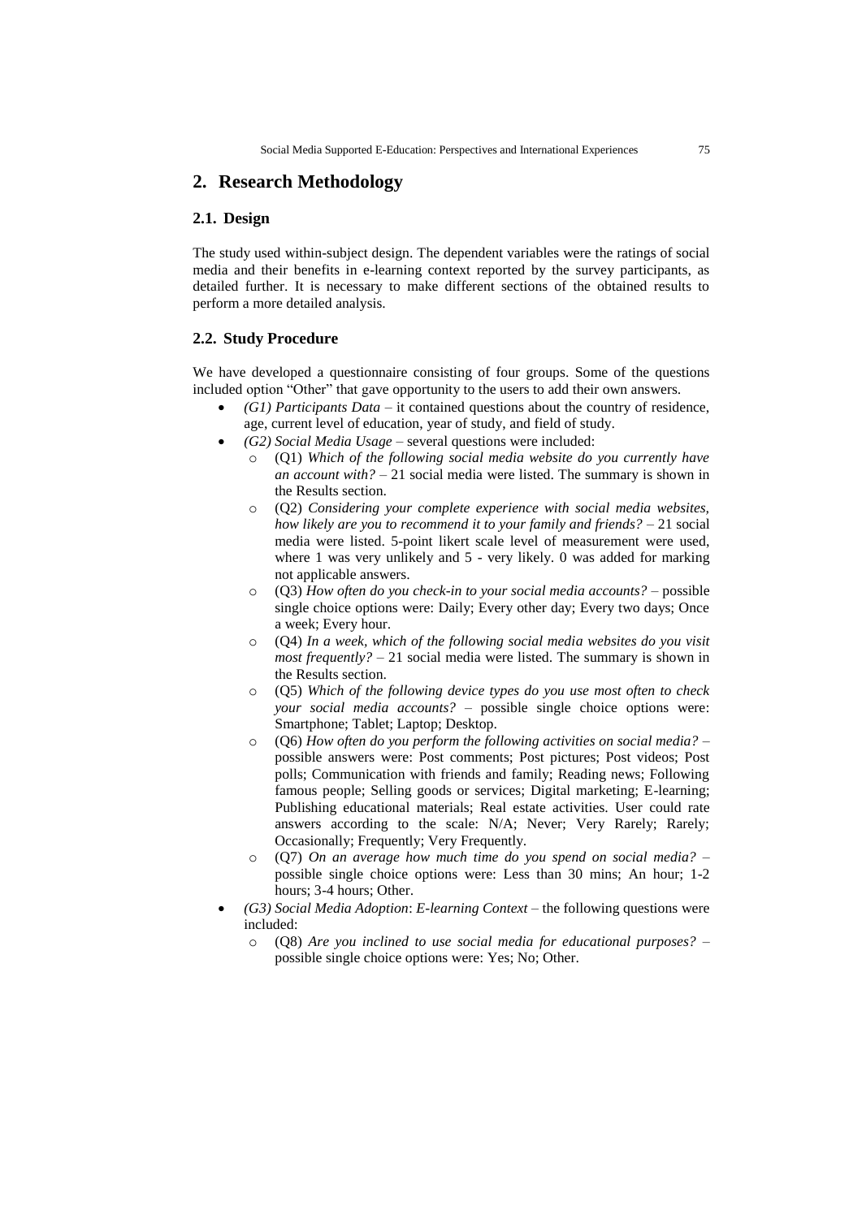## 2. Research Methodology

### 2.1. Design

The study used within-subject design. The dependent variables were the ratings of social media and their benefits in e-learning context reported by the survey participants, as detailed further. It is necessary to make different sections of the obtained results to perform a more detailed analysis.

### 2.2. Study Procedure

We have developed a questionnaire consisting of four groups. Some of the questions included option "Other" that gave opportunity to the users to add their own answers.

- *(G1) Participants Data* – it contained questions about the country of residence, age, current level of education, year of study, and field of study.
- *(G2) Social Media Usage* – several questions were included:
  - (Q1) *Which of the following social media website do you currently have an account with?* – 21 social media were listed. The summary is shown in the Results section.
  - (Q2) *Considering your complete experience with social media websites, how likely are you to recommend it to your family and friends?* – 21 social media were listed. 5-point likert scale level of measurement were used, where 1 was very unlikely and 5 - very likely. 0 was added for marking not applicable answers.
  - (Q3) *How often do you check-in to your social media accounts?* – possible single choice options were: Daily; Every other day; Every two days; Once a week; Every hour.
  - (Q4) *In a week, which of the following social media websites do you visit most frequently?* – 21 social media were listed. The summary is shown in the Results section.
  - (Q5) *Which of the following device types do you use most often to check your social media accounts?* – possible single choice options were: Smartphone; Tablet; Laptop; Desktop.
  - (Q6) *How often do you perform the following activities on social media?* – possible answers were: Post comments; Post pictures; Post videos; Post polls; Communication with friends and family; Reading news; Following famous people; Selling goods or services; Digital marketing; E-learning; Publishing educational materials; Real estate activities. User could rate answers according to the scale: N/A; Never; Very Rarely; Rarely; Occasionally; Frequently; Very Frequently.
  - (Q7) *On an average how much time do you spend on social media?* – possible single choice options were: Less than 30 mins; An hour; 1-2 hours; 3-4 hours; Other.
- *(G3) Social Media Adoption*: *E-learning Context* – the following questions were included:
  - (Q8) *Are you inclined to use social media for educational purposes?* – possible single choice options were: Yes; No; Other.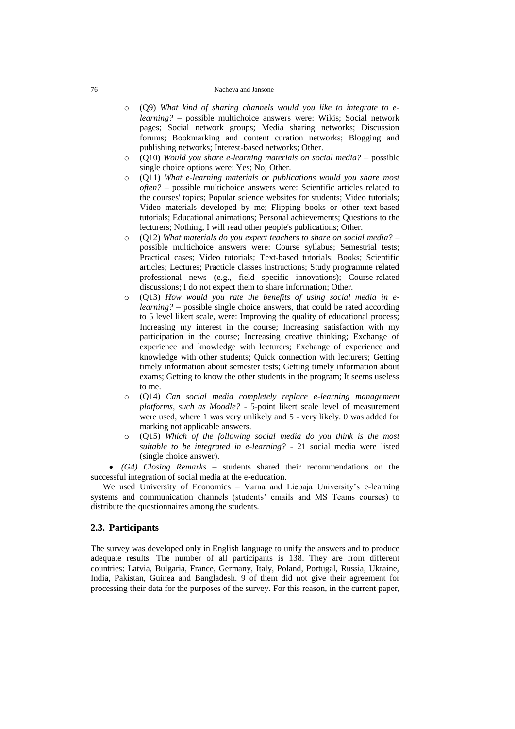- (Q9) *What kind of sharing channels would you like to integrate to e-learning?* – possible multichoice answers were: Wikis; Social network pages; Social network groups; Media sharing networks; Discussion forums; Bookmarking and content curation networks; Blogging and publishing networks; Interest-based networks; Other.
- (Q10) *Would you share e-learning materials on social media?* – possible single choice options were: Yes; No; Other.
- (Q11) *What e-learning materials or publications would you share most often?* – possible multichoice answers were: Scientific articles related to the courses' topics; Popular science websites for students; Video tutorials; Video materials developed by me; Flipping books or other text-based tutorials; Educational animations; Personal achievements; Questions to the lecturers; Nothing, I will read other people's publications; Other.
- (Q12) *What materials do you expect teachers to share on social media?* – possible multichoice answers were: Course syllabus; Semestrial tests; Practical cases; Video tutorials; Text-based tutorials; Books; Scientific articles; Lectures; Practicle classes instructions; Study programme related professional news (e.g., field specific innovations); Course-related discussions; I do not expect them to share information; Other.
- (Q13) *How would you rate the benefits of using social media in e-learning?* – possible single choice answers, that could be rated according to 5 level likert scale, were: Improving the quality of educational process; Increasing my interest in the course; Increasing satisfaction with my participation in the course; Increasing creative thinking; Exchange of experience and knowledge with lecturers; Exchange of experience and knowledge with other students; Quick connection with lecturers; Getting timely information about semester tests; Getting timely information about exams; Getting to know the other students in the program; It seems useless to me.
- (Q14) *Can social media completely replace e-learning management platforms, such as Moodle?* - 5-point likert scale level of measurement were used, where 1 was very unlikely and 5 - very likely. 0 was added for marking not applicable answers.
- (Q15) *Which of the following social media do you think is the most suitable to be integrated in e-learning?* - 21 social media were listed (single choice answer).

- *(G4) Closing Remarks* – students shared their recommendations on the successful integration of social media at the e-education.

We used University of Economics – Varna and Liepaja University's e-learning systems and communication channels (students' emails and MS Teams courses) to distribute the questionnaires among the students.

## 2.3. Participants

The survey was developed only in English language to unify the answers and to produce adequate results. The number of all participants is 138. They are from different countries: Latvia, Bulgaria, France, Germany, Italy, Poland, Portugal, Russia, Ukraine, India, Pakistan, Guinea and Bangladesh. 9 of them did not give their agreement for processing their data for the purposes of the survey. For this reason, in the current paper,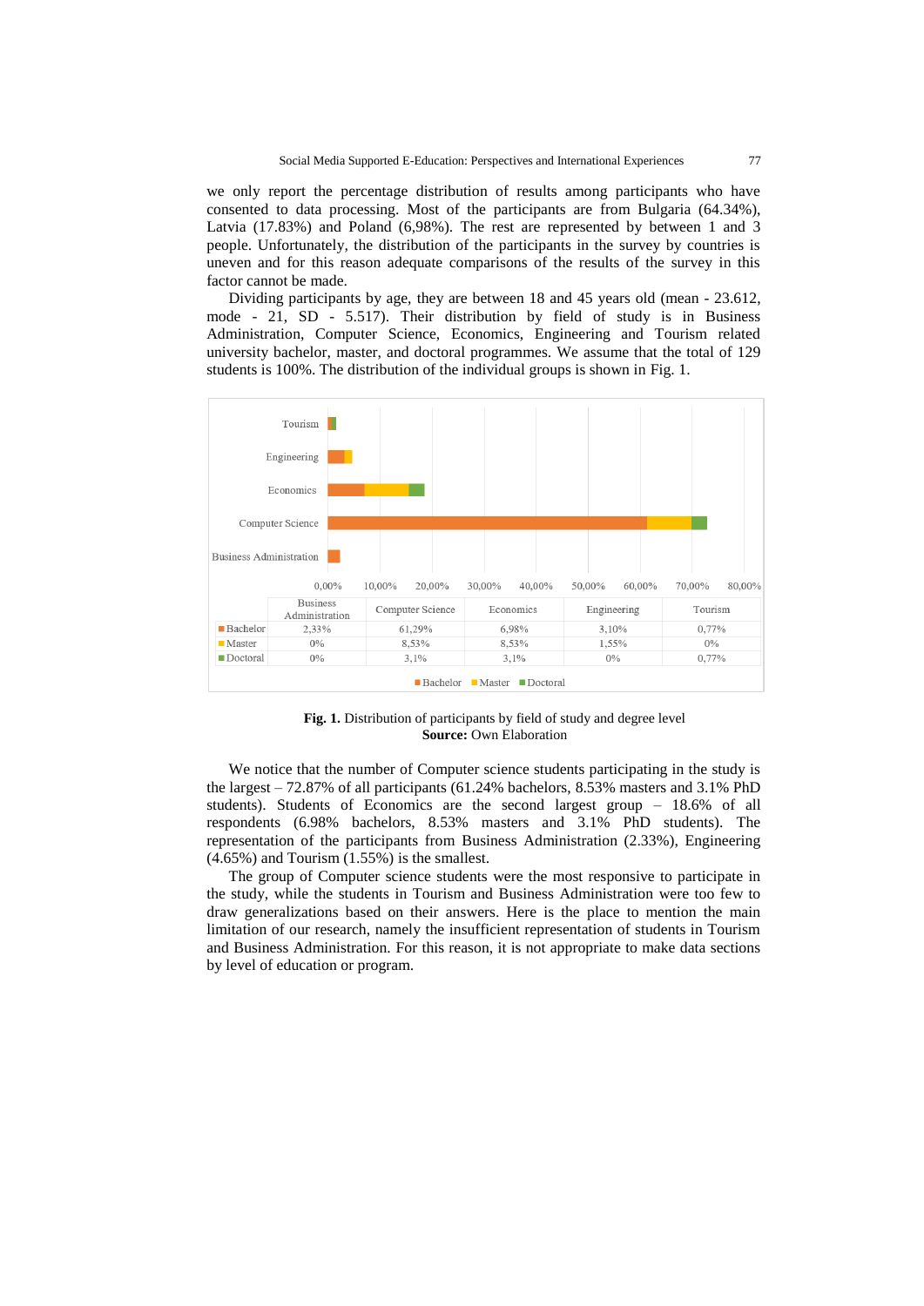we only report the percentage distribution of results among participants who have consented to data processing. Most of the participants are from Bulgaria (64.34%), Latvia (17.83%) and Poland (6,98%). The rest are represented by between 1 and 3 people. Unfortunately, the distribution of the participants in the survey by countries is uneven and for this reason adequate comparisons of the results of the survey in this factor cannot be made.

Dividing participants by age, they are between 18 and 45 years old (mean - 23.612, mode - 21, SD - 5.517). Their distribution by field of study is in Business Administration, Computer Science, Economics, Engineering and Tourism related university bachelor, master, and doctoral programmes. We assume that the total of 129 students is 100%. The distribution of the individual groups is shown in Fig. 1.

| | Business Administration | Computer Science | Economics | Engineering | Tourism |
|---|---|---|---|---|---|
| Bachelor | 2,33% | 61,29% | 6,98% | 3,10% | 0,77% |
| Master | 0% | 8,53% | 8,53% | 1,55% | 0% |
| Doctoral | 0% | 3,1% | 3,1% | 0% | 0,77% |

**Fig. 1.** Distribution of participants by field of study and degree level
**Source:** Own Elaboration

We notice that the number of Computer science students participating in the study is the largest – 72.87% of all participants (61.24% bachelors, 8.53% masters and 3.1% PhD students). Students of Economics are the second largest group – 18.6% of all respondents (6.98% bachelors, 8.53% masters and 3.1% PhD students). The representation of the participants from Business Administration (2.33%), Engineering (4.65%) and Tourism (1.55%) is the smallest.

The group of Computer science students were the most responsive to participate in the study, while the students in Tourism and Business Administration were too few to draw generalizations based on their answers. Here is the place to mention the main limitation of our research, namely the insufficient representation of students in Tourism and Business Administration. For this reason, it is not appropriate to make data sections by level of education or program.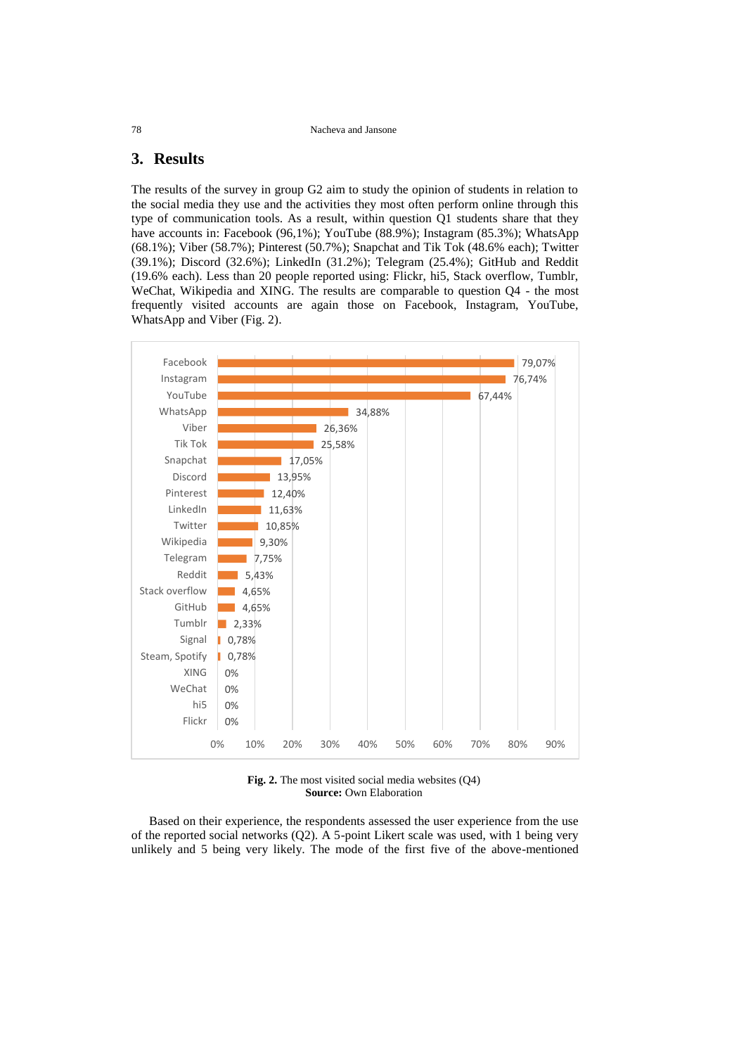## 3. Results

The results of the survey in group G2 aim to study the opinion of students in relation to the social media they use and the activities they most often perform online through this type of communication tools. As a result, within question Q1 students share that they have accounts in: Facebook (96,1%); YouTube (88.9%); Instagram (85.3%); WhatsApp (68.1%); Viber (58.7%); Pinterest (50.7%); Snapchat and Tik Tok (48.6% each); Twitter (39.1%); Discord (32.6%); LinkedIn (31.2%); Telegram (25.4%); GitHub and Reddit (19.6% each). Less than 20 people reported using: Flickr, hi5, Stack overflow, Tumblr, WeChat, Wikipedia and XING. The results are comparable to question Q4 - the most frequently visited accounts are again those on Facebook, Instagram, YouTube, WhatsApp and Viber (Fig. 2).

| Social media | % |
|---|---|
| Facebook | 79,07% |
| Instagram | 76,74% |
| YouTube | 67,44% |
| WhatsApp | 34,88% |
| Viber | 26,36% |
| Tik Tok | 25,58% |
| Snapchat | 17,05% |
| Discord | 13,95% |
| Pinterest | 12,40% |
| LinkedIn | 11,63% |
| Twitter | 10,85% |
| Wikipedia | 9,30% |
| Telegram | 7,75% |
| Reddit | 5,43% |
| Stack overflow | 4,65% |
| GitHub | 4,65% |
| Tumblr | 2,33% |
| Signal | 0,78% |
| Steam, Spotify | 0,78% |
| XING | 0% |
| WeChat | 0% |
| hi5 | 0% |
| Flickr | 0% |

**Fig. 2.** The most visited social media websites (Q4)
**Source:** Own Elaboration

Based on their experience, the respondents assessed the user experience from the use of the reported social networks (Q2). A 5-point Likert scale was used, with 1 being very unlikely and 5 being very likely. The mode of the first five of the above-mentioned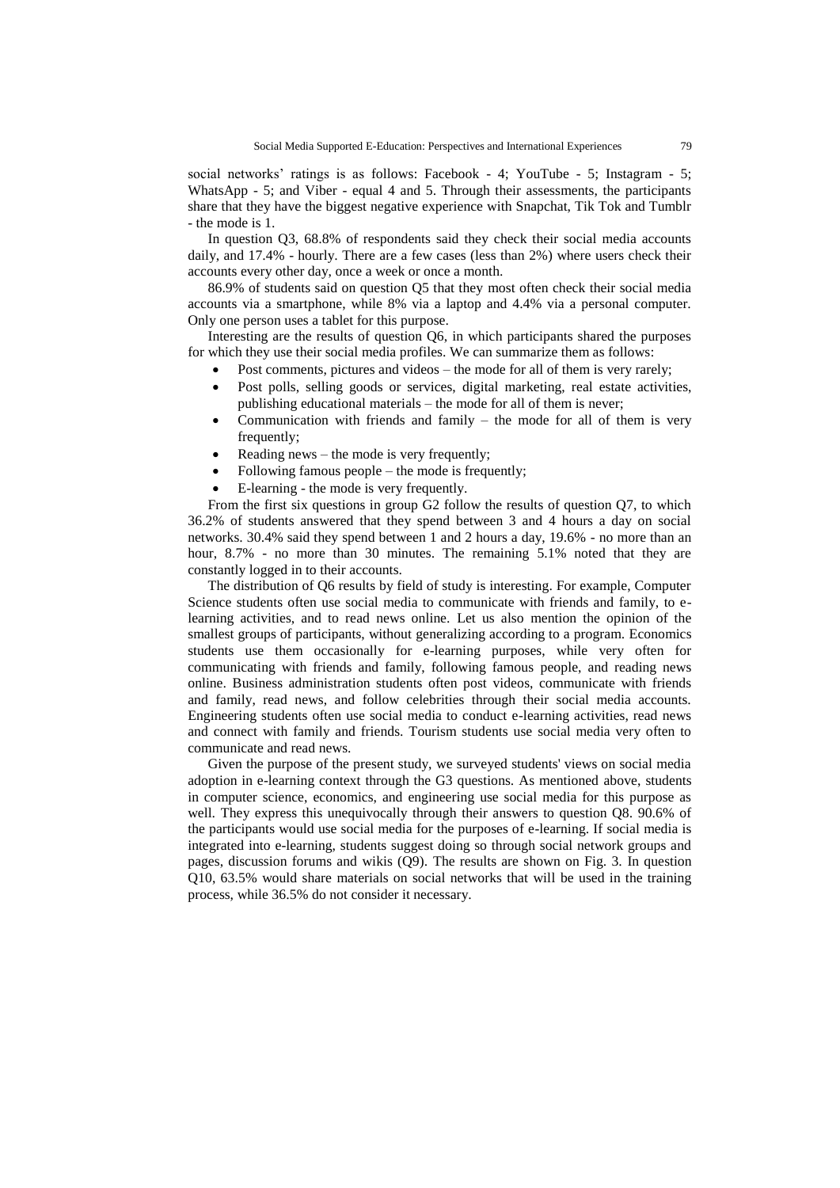social networks' ratings is as follows: Facebook - 4; YouTube - 5; Instagram - 5; WhatsApp - 5; and Viber - equal 4 and 5. Through their assessments, the participants share that they have the biggest negative experience with Snapchat, Tik Tok and Tumblr - the mode is 1.

In question Q3, 68.8% of respondents said they check their social media accounts daily, and 17.4% - hourly. There are a few cases (less than 2%) where users check their accounts every other day, once a week or once a month.

86.9% of students said on question Q5 that they most often check their social media accounts via a smartphone, while 8% via a laptop and 4.4% via a personal computer. Only one person uses a tablet for this purpose.

Interesting are the results of question Q6, in which participants shared the purposes for which they use their social media profiles. We can summarize them as follows:

- Post comments, pictures and videos – the mode for all of them is very rarely;
- Post polls, selling goods or services, digital marketing, real estate activities, publishing educational materials – the mode for all of them is never;
- Communication with friends and family – the mode for all of them is very frequently;
- Reading news – the mode is very frequently;
- Following famous people – the mode is frequently;
- E-learning - the mode is very frequently.

From the first six questions in group G2 follow the results of question Q7, to which 36.2% of students answered that they spend between 3 and 4 hours a day on social networks. 30.4% said they spend between 1 and 2 hours a day, 19.6% - no more than an hour, 8.7% - no more than 30 minutes. The remaining 5.1% noted that they are constantly logged in to their accounts.

The distribution of Q6 results by field of study is interesting. For example, Computer Science students often use social media to communicate with friends and family, to e-learning activities, and to read news online. Let us also mention the opinion of the smallest groups of participants, without generalizing according to a program. Economics students use them occasionally for e-learning purposes, while very often for communicating with friends and family, following famous people, and reading news online. Business administration students often post videos, communicate with friends and family, read news, and follow celebrities through their social media accounts. Engineering students often use social media to conduct e-learning activities, read news and connect with family and friends. Tourism students use social media very often to communicate and read news.

Given the purpose of the present study, we surveyed students' views on social media adoption in e-learning context through the G3 questions. As mentioned above, students in computer science, economics, and engineering use social media for this purpose as well. They express this unequivocally through their answers to question Q8. 90.6% of the participants would use social media for the purposes of e-learning. If social media is integrated into e-learning, students suggest doing so through social network groups and pages, discussion forums and wikis (Q9). The results are shown on Fig. 3. In question Q10, 63.5% would share materials on social networks that will be used in the training process, while 36.5% do not consider it necessary.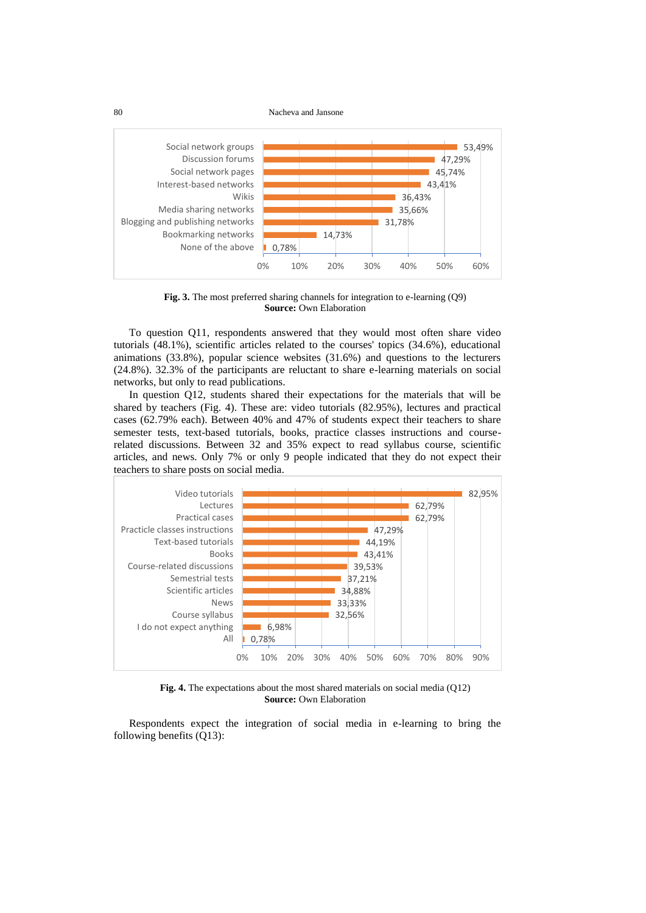| | |
|---|---|
| Social network groups | 53,49% |
| Discussion forums | 47,29% |
| Social network pages | 45,74% |
| Interest-based networks | 43,41% |
| Wikis | 36,43% |
| Media sharing networks | 35,66% |
| Blogging and publishing networks | 31,78% |
| Bookmarking networks | 14,73% |
| None of the above | 0,78% |

**Fig. 3.** The most preferred sharing channels for integration to e-learning (Q9)
**Source:** Own Elaboration

To question Q11, respondents answered that they would most often share video tutorials (48.1%), scientific articles related to the courses' topics (34.6%), educational animations (33.8%), popular science websites (31.6%) and questions to the lecturers (24.8%). 32.3% of the participants are reluctant to share e-learning materials on social networks, but only to read publications.

In question Q12, students shared their expectations for the materials that will be shared by teachers (Fig. 4). These are: video tutorials (82.95%), lectures and practical cases (62.79% each). Between 40% and 47% of students expect their teachers to share semester tests, text-based tutorials, books, practice classes instructions and course-related discussions. Between 32 and 35% expect to read syllabus course, scientific articles, and news. Only 7% or only 9 people indicated that they do not expect their teachers to share posts on social media.

| | |
|---|---|
| Video tutorials | 82,95% |
| Lectures | 62,79% |
| Practical cases | 62,79% |
| Practicle classes instructions | 47,29% |
| Text-based tutorials | 44,19% |
| Books | 43,41% |
| Course-related discussions | 39,53% |
| Semestrial tests | 37,21% |
| Scientific articles | 34,88% |
| News | 33,33% |
| Course syllabus | 32,56% |
| I do not expect anything | 6,98% |
| All | 0,78% |

**Fig. 4.** The expectations about the most shared materials on social media (Q12)
**Source:** Own Elaboration

Respondents expect the integration of social media in e-learning to bring the following benefits (Q13):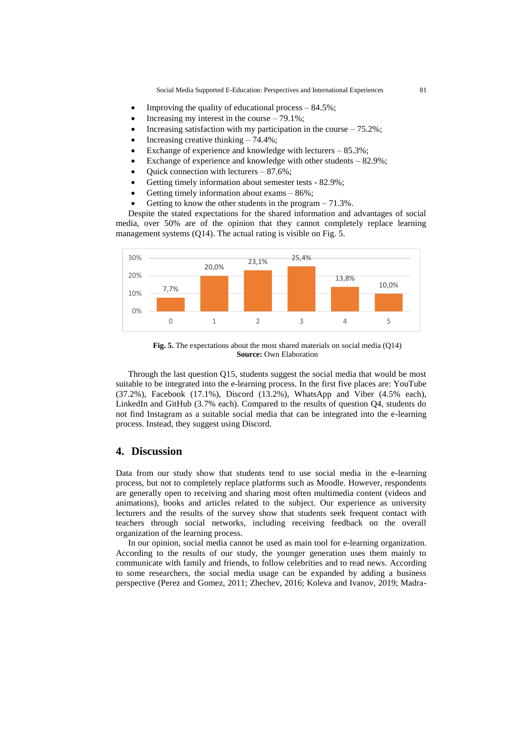- Improving the quality of educational process – 84.5%;
- Increasing my interest in the course – 79.1%;
- Increasing satisfaction with my participation in the course – 75.2%;
- Increasing creative thinking – 74.4%;
- Exchange of experience and knowledge with lecturers – 85.3%;
- Exchange of experience and knowledge with other students – 82.9%;
- Quick connection with lecturers – 87.6%;
- Getting timely information about semester tests - 82.9%;
- Getting timely information about exams – 86%;
- Getting to know the other students in the program – 71.3%.

Despite the stated expectations for the shared information and advantages of social media, over 50% are of the opinion that they cannot completely replace learning management systems (Q14). The actual rating is visible on Fig. 5.

| Rating | 0 | 1 | 2 | 3 | 4 | 5 |
|---|---|---|---|---|---|---|
| Share | 7,7% | 20,0% | 23,1% | 25,4% | 13,8% | 10,0% |

**Fig. 5.** The expectations about the most shared materials on social media (Q14)
**Source:** Own Elaboration

Through the last question Q15, students suggest the social media that would be most suitable to be integrated into the e-learning process. In the first five places are: YouTube (37.2%), Facebook (17.1%), Discord (13.2%), WhatsApp and Viber (4.5% each), LinkedIn and GitHub (3.7% each). Compared to the results of question Q4, students do not find Instagram as a suitable social media that can be integrated into the e-learning process. Instead, they suggest using Discord.

## 4. Discussion

Data from our study show that students tend to use social media in the e-learning process, but not to completely replace platforms such as Moodle. However, respondents are generally open to receiving and sharing most often multimedia content (videos and animations), books and articles related to the subject. Our experience as university lecturers and the results of the survey show that students seek frequent contact with teachers through social networks, including receiving feedback on the overall organization of the learning process.

In our opinion, social media cannot be used as main tool for e-learning organization. According to the results of our study, the younger generation uses them mainly to communicate with family and friends, to follow celebrities and to read news. According to some researchers, the social media usage can be expanded by adding a business perspective (Perez and Gomez, 2011; Zhechev, 2016; Koleva and Ivanov, 2019; Madra-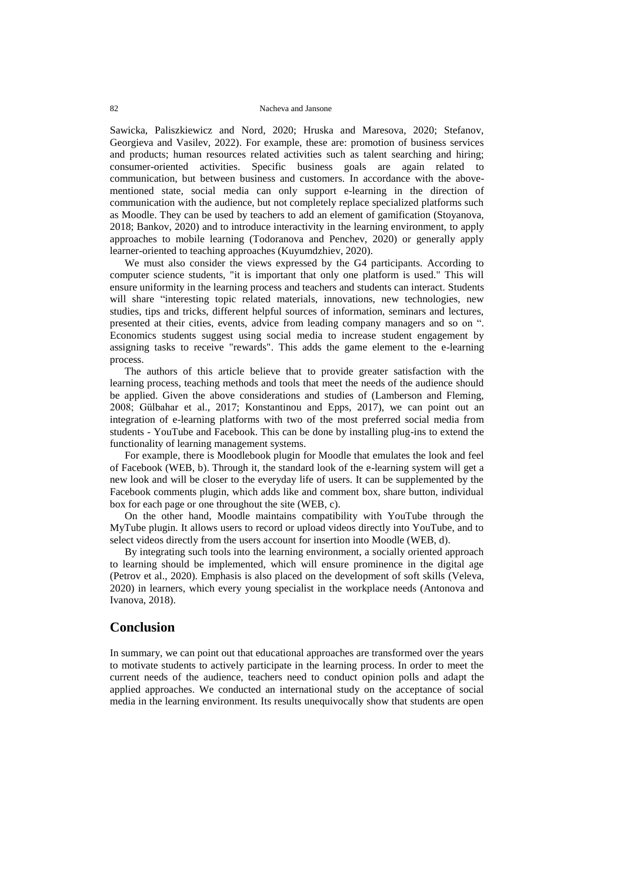Sawicka, Paliszkiewicz and Nord, 2020; Hruska and Maresova, 2020; Stefanov, Georgieva and Vasilev, 2022). For example, these are: promotion of business services and products; human resources related activities such as talent searching and hiring; consumer-oriented activities. Specific business goals are again related to communication, but between business and customers. In accordance with the above-mentioned state, social media can only support e-learning in the direction of communication with the audience, but not completely replace specialized platforms such as Moodle. They can be used by teachers to add an element of gamification (Stoyanova, 2018; Bankov, 2020) and to introduce interactivity in the learning environment, to apply approaches to mobile learning (Todoranova and Penchev, 2020) or generally apply learner-oriented to teaching approaches (Kuyumdzhiev, 2020).

We must also consider the views expressed by the G4 participants. According to computer science students, "it is important that only one platform is used." This will ensure uniformity in the learning process and teachers and students can interact. Students will share "interesting topic related materials, innovations, new technologies, new studies, tips and tricks, different helpful sources of information, seminars and lectures, presented at their cities, events, advice from leading company managers and so on ". Economics students suggest using social media to increase student engagement by assigning tasks to receive "rewards". This adds the game element to the e-learning process.

The authors of this article believe that to provide greater satisfaction with the learning process, teaching methods and tools that meet the needs of the audience should be applied. Given the above considerations and studies of (Lamberson and Fleming, 2008; Gülbahar et al., 2017; Konstantinou and Epps, 2017), we can point out an integration of e-learning platforms with two of the most preferred social media from students - YouTube and Facebook. This can be done by installing plug-ins to extend the functionality of learning management systems.

For example, there is Moodlebook plugin for Moodle that emulates the look and feel of Facebook (WEB, b). Through it, the standard look of the e-learning system will get a new look and will be closer to the everyday life of users. It can be supplemented by the Facebook comments plugin, which adds like and comment box, share button, individual box for each page or one throughout the site (WEB, c).

On the other hand, Moodle maintains compatibility with YouTube through the MyTube plugin. It allows users to record or upload videos directly into YouTube, and to select videos directly from the users account for insertion into Moodle (WEB, d).

By integrating such tools into the learning environment, a socially oriented approach to learning should be implemented, which will ensure prominence in the digital age (Petrov et al., 2020). Emphasis is also placed on the development of soft skills (Veleva, 2020) in learners, which every young specialist in the workplace needs (Antonova and Ivanova, 2018).

## Conclusion

In summary, we can point out that educational approaches are transformed over the years to motivate students to actively participate in the learning process. In order to meet the current needs of the audience, teachers need to conduct opinion polls and adapt the applied approaches. We conducted an international study on the acceptance of social media in the learning environment. Its results unequivocally show that students are open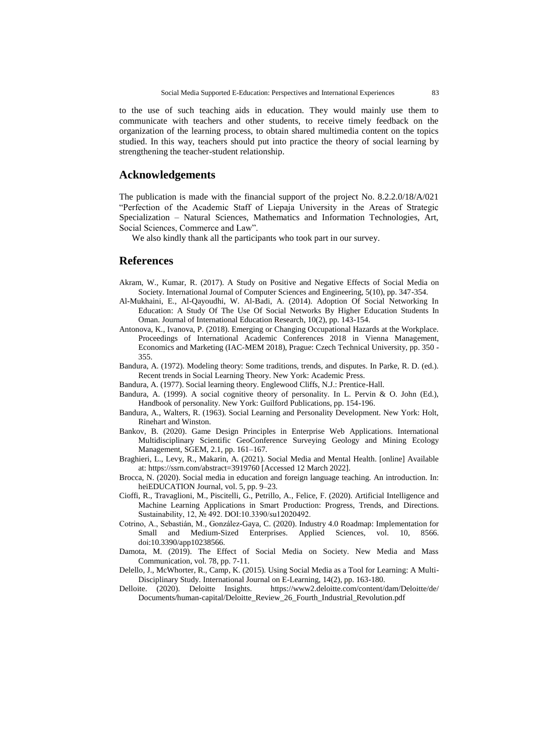to the use of such teaching aids in education. They would mainly use them to communicate with teachers and other students, to receive timely feedback on the organization of the learning process, to obtain shared multimedia content on the topics studied. In this way, teachers should put into practice the theory of social learning by strengthening the teacher-student relationship.

## Acknowledgements

The publication is made with the financial support of the project No. 8.2.2.0/18/A/021 "Perfection of the Academic Staff of Liepaja University in the Areas of Strategic Specialization – Natural Sciences, Mathematics and Information Technologies, Art, Social Sciences, Commerce and Law".

We also kindly thank all the participants who took part in our survey.

## References

Akram, W., Kumar, R. (2017). A Study on Positive and Negative Effects of Social Media on Society. International Journal of Computer Sciences and Engineering, 5(10), pp. 347-354.

Al-Mukhaini, E., Al-Qayoudhi, W. Al-Badi, A. (2014). Adoption Of Social Networking In Education: A Study Of The Use Of Social Networks By Higher Education Students In Oman. Journal of International Education Research, 10(2), pp. 143-154.

Antonova, K., Ivanova, P. (2018). Emerging or Changing Occupational Hazards at the Workplace. Proceedings of International Academic Conferences 2018 in Vienna Management, Economics and Marketing (IAC-MEM 2018), Prague: Czech Technical University, pp. 350 - 355.

Bandura, A. (1972). Modeling theory: Some traditions, trends, and disputes. In Parke, R. D. (ed.). Recent trends in Social Learning Theory. New York: Academic Press.

Bandura, A. (1977). Social learning theory. Englewood Cliffs, N.J.: Prentice-Hall.

Bandura, A. (1999). A social cognitive theory of personality. In L. Pervin & O. John (Ed.), Handbook of personality. New York: Guilford Publications, pp. 154-196.

Bandura, A., Walters, R. (1963). Social Learning and Personality Development. New York: Holt, Rinehart and Winston.

Bankov, B. (2020). Game Design Principles in Enterprise Web Applications. International Multidisciplinary Scientific GeoConference Surveying Geology and Mining Ecology Management, SGEM, 2.1, pp. 161–167.

Braghieri, L., Levy, R., Makarin, A. (2021). Social Media and Mental Health. [online] Available at: https://ssrn.com/abstract=3919760 [Accessed 12 March 2022].

Brocca, N. (2020). Social media in education and foreign language teaching. An introduction. In: heiEDUCATION Journal, vol. 5, pp. 9–23.

Cioffi, R., Travaglioni, M., Piscitelli, G., Petrillo, A., Felice, F. (2020). Artificial Intelligence and Machine Learning Applications in Smart Production: Progress, Trends, and Directions. Sustainability, 12, № 492. DOI:10.3390/su12020492.

Cotrino, A., Sebastián, M., González-Gaya, C. (2020). Industry 4.0 Roadmap: Implementation for Small and Medium-Sized Enterprises. Applied Sciences, vol. 10, 8566. doi:10.3390/app10238566.

Damota, M. (2019). The Effect of Social Media on Society. New Media and Mass Communication, vol. 78, pp. 7-11.

Delello, J., McWhorter, R., Camp, K. (2015). Using Social Media as a Tool for Learning: A Multi-Disciplinary Study. International Journal on E-Learning, 14(2), pp. 163-180.

Delloite. (2020). Deloitte Insights. https://www2.deloitte.com/content/dam/Deloitte/de/Documents/human-capital/Deloitte_Review_26_Fourth_Industrial_Revolution.pdf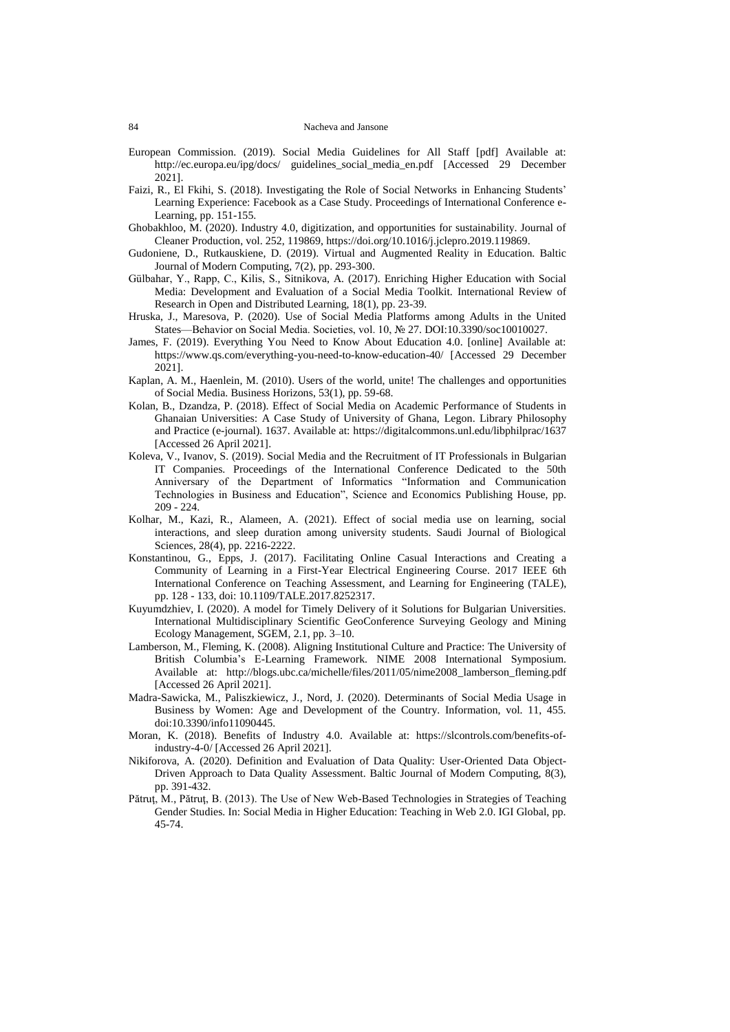European Commission. (2019). Social Media Guidelines for All Staff [pdf] Available at: http://ec.europa.eu/ipg/docs/ guidelines_social_media_en.pdf [Accessed 29 December 2021].

Faizi, R., El Fkihi, S. (2018). Investigating the Role of Social Networks in Enhancing Students' Learning Experience: Facebook as a Case Study. Proceedings of International Conference e-Learning, pp. 151-155.

Ghobakhloo, M. (2020). Industry 4.0, digitization, and opportunities for sustainability. Journal of Cleaner Production, vol. 252, 119869, https://doi.org/10.1016/j.jclepro.2019.119869.

Gudoniene, D., Rutkauskiene, D. (2019). Virtual and Augmented Reality in Education. Baltic Journal of Modern Computing, 7(2), pp. 293-300.

Gülbahar, Y., Rapp, C., Kilis, S., Sitnikova, A. (2017). Enriching Higher Education with Social Media: Development and Evaluation of a Social Media Toolkit. International Review of Research in Open and Distributed Learning, 18(1), pp. 23-39.

Hruska, J., Maresova, P. (2020). Use of Social Media Platforms among Adults in the United States—Behavior on Social Media. Societies, vol. 10, № 27. DOI:10.3390/soc10010027.

James, F. (2019). Everything You Need to Know About Education 4.0. [online] Available at: https://www.qs.com/everything-you-need-to-know-education-40/ [Accessed 29 December 2021].

Kaplan, A. M., Haenlein, M. (2010). Users of the world, unite! The challenges and opportunities of Social Media. Business Horizons, 53(1), pp. 59-68.

Kolan, B., Dzandza, P. (2018). Effect of Social Media on Academic Performance of Students in Ghanaian Universities: A Case Study of University of Ghana, Legon. Library Philosophy and Practice (e-journal). 1637. Available at: https://digitalcommons.unl.edu/libphilprac/1637 [Accessed 26 April 2021].

Koleva, V., Ivanov, S. (2019). Social Media and the Recruitment of IT Professionals in Bulgarian IT Companies. Proceedings of the International Conference Dedicated to the 50th Anniversary of the Department of Informatics "Information and Communication Technologies in Business and Education", Science and Economics Publishing House, pp. 209 - 224.

Kolhar, M., Kazi, R., Alameen, A. (2021). Effect of social media use on learning, social interactions, and sleep duration among university students. Saudi Journal of Biological Sciences, 28(4), pp. 2216-2222.

Konstantinou, G., Epps, J. (2017). Facilitating Online Casual Interactions and Creating a Community of Learning in a First-Year Electrical Engineering Course. 2017 IEEE 6th International Conference on Teaching Assessment, and Learning for Engineering (TALE), pp. 128 - 133, doi: 10.1109/TALE.2017.8252317.

Kuyumdzhiev, I. (2020). A model for Timely Delivery of it Solutions for Bulgarian Universities. International Multidisciplinary Scientific GeoConference Surveying Geology and Mining Ecology Management, SGEM, 2.1, pp. 3–10.

Lamberson, M., Fleming, K. (2008). Aligning Institutional Culture and Practice: The University of British Columbia's E-Learning Framework. NIME 2008 International Symposium. Available at: http://blogs.ubc.ca/michelle/files/2011/05/nime2008_lamberson_fleming.pdf [Accessed 26 April 2021].

Madra-Sawicka, M., Paliszkiewicz, J., Nord, J. (2020). Determinants of Social Media Usage in Business by Women: Age and Development of the Country. Information, vol. 11, 455. doi:10.3390/info11090445.

Moran, K. (2018). Benefits of Industry 4.0. Available at: https://slcontrols.com/benefits-of-industry-4-0/ [Accessed 26 April 2021].

Nikiforova, A. (2020). Definition and Evaluation of Data Quality: User-Oriented Data Object-Driven Approach to Data Quality Assessment. Baltic Journal of Modern Computing, 8(3), pp. 391-432.

Pătruț, M., Pătruț, B. (2013). The Use of New Web-Based Technologies in Strategies of Teaching Gender Studies. In: Social Media in Higher Education: Teaching in Web 2.0. IGI Global, pp. 45-74.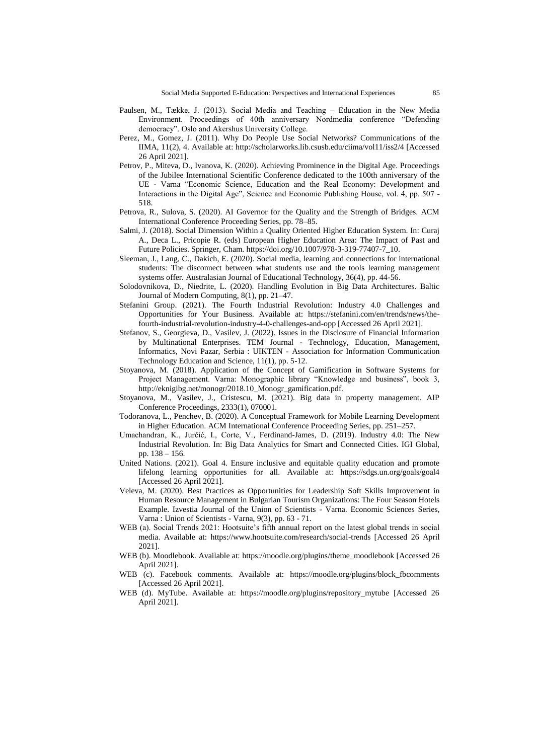Paulsen, M., Tække, J. (2013). Social Media and Teaching – Education in the New Media Environment. Proceedings of 40th anniversary Nordmedia conference "Defending democracy". Oslo and Akershus University College.

Perez, M., Gomez, J. (2011). Why Do People Use Social Networks? Communications of the IIMA, 11(2), 4. Available at: http://scholarworks.lib.csusb.edu/ciima/vol11/iss2/4 [Accessed 26 April 2021].

Petrov, P., Miteva, D., Ivanova, K. (2020). Achieving Prominence in the Digital Age. Proceedings of the Jubilee International Scientific Conference dedicated to the 100th anniversary of the UE - Varna "Economic Science, Education and the Real Economy: Development and Interactions in the Digital Age", Science and Economic Publishing House, vol. 4, pp. 507 - 518.

Petrova, R., Sulova, S. (2020). AI Governor for the Quality and the Strength of Bridges. ACM International Conference Proceeding Series, pp. 78–85.

Salmi, J. (2018). Social Dimension Within a Quality Oriented Higher Education System. In: Curaj A., Deca L., Pricopie R. (eds) European Higher Education Area: The Impact of Past and Future Policies. Springer, Cham. https://doi.org/10.1007/978-3-319-77407-7_10.

Sleeman, J., Lang, C., Dakich, E. (2020). Social media, learning and connections for international students: The disconnect between what students use and the tools learning management systems offer. Australasian Journal of Educational Technology, 36(4), pp. 44-56.

Solodovnikova, D., Niedrite, L. (2020). Handling Evolution in Big Data Architectures. Baltic Journal of Modern Computing, 8(1), pp. 21–47.

Stefanini Group. (2021). The Fourth Industrial Revolution: Industry 4.0 Challenges and Opportunities for Your Business. Available at: https://stefanini.com/en/trends/news/the-fourth-industrial-revolution-industry-4-0-challenges-and-opp [Accessed 26 April 2021].

Stefanov, S., Georgieva, D., Vasilev, J. (2022). Issues in the Disclosure of Financial Information by Multinational Enterprises. TEM Journal - Technology, Education, Management, Informatics, Novi Pazar, Serbia : UIKTEN - Association for Information Communication Technology Education and Science, 11(1), pp. 5-12.

Stoyanova, M. (2018). Application of the Concept of Gamification in Software Systems for Project Management. Varna: Monographic library "Knowledge and business", book 3, http://eknigibg.net/monogr/2018.10_Monogr_gamification.pdf.

Stoyanova, M., Vasilev, J., Cristescu, M. (2021). Big data in property management. AIP Conference Proceedings, 2333(1), 070001.

Todoranova, L., Penchev, B. (2020). A Conceptual Framework for Mobile Learning Development in Higher Education. ACM International Conference Proceeding Series, pp. 251–257.

Umachandran, K., Jurčić, I., Corte, V., Ferdinand-James, D. (2019). Industry 4.0: The New Industrial Revolution. In: Big Data Analytics for Smart and Connected Cities. IGI Global, pp. 138 – 156.

United Nations. (2021). Goal 4. Ensure inclusive and equitable quality education and promote lifelong learning opportunities for all. Available at: https://sdgs.un.org/goals/goal4 [Accessed 26 April 2021].

Veleva, M. (2020). Best Practices as Opportunities for Leadership Soft Skills Improvement in Human Resource Management in Bulgarian Tourism Organizations: The Four Season Hotels Example. Izvestia Journal of the Union of Scientists - Varna. Economic Sciences Series, Varna : Union of Scientists - Varna, 9(3), pp. 63 - 71.

WEB (a). Social Trends 2021: Hootsuite's fifth annual report on the latest global trends in social media. Available at: https://www.hootsuite.com/research/social-trends [Accessed 26 April 2021].

WEB (b). Moodlebook. Available at: https://moodle.org/plugins/theme_moodlebook [Accessed 26 April 2021].

WEB (c). Facebook comments. Available at: https://moodle.org/plugins/block_fbcomments [Accessed 26 April 2021].

WEB (d). MyTube. Available at: https://moodle.org/plugins/repository_mytube [Accessed 26 April 2021].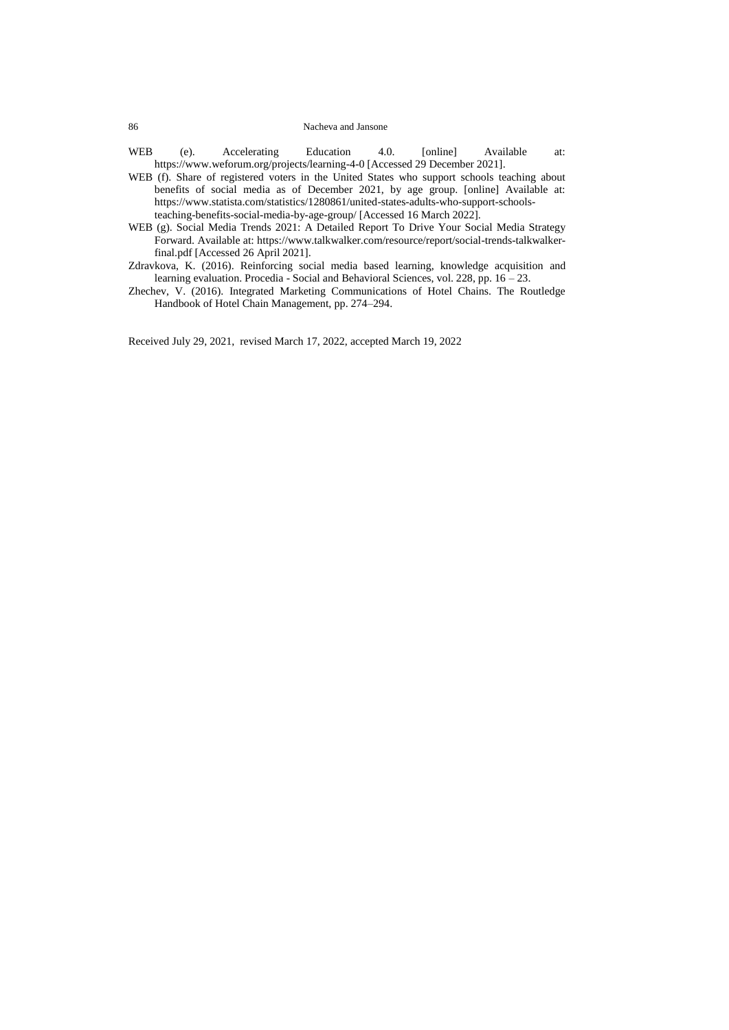WEB (e). Accelerating Education 4.0. [online] Available at: https://www.weforum.org/projects/learning-4-0 [Accessed 29 December 2021].

WEB (f). Share of registered voters in the United States who support schools teaching about benefits of social media as of December 2021, by age group. [online] Available at: https://www.statista.com/statistics/1280861/united-states-adults-who-support-schools-teaching-benefits-social-media-by-age-group/ [Accessed 16 March 2022].

WEB (g). Social Media Trends 2021: A Detailed Report To Drive Your Social Media Strategy Forward. Available at: https://www.talkwalker.com/resource/report/social-trends-talkwalker-final.pdf [Accessed 26 April 2021].

Zdravkova, K. (2016). Reinforcing social media based learning, knowledge acquisition and learning evaluation. Procedia - Social and Behavioral Sciences, vol. 228, pp. 16 – 23.

Zhechev, V. (2016). Integrated Marketing Communications of Hotel Chains. The Routledge Handbook of Hotel Chain Management, pp. 274–294.

Received July 29, 2021, revised March 17, 2022, accepted March 19, 2022